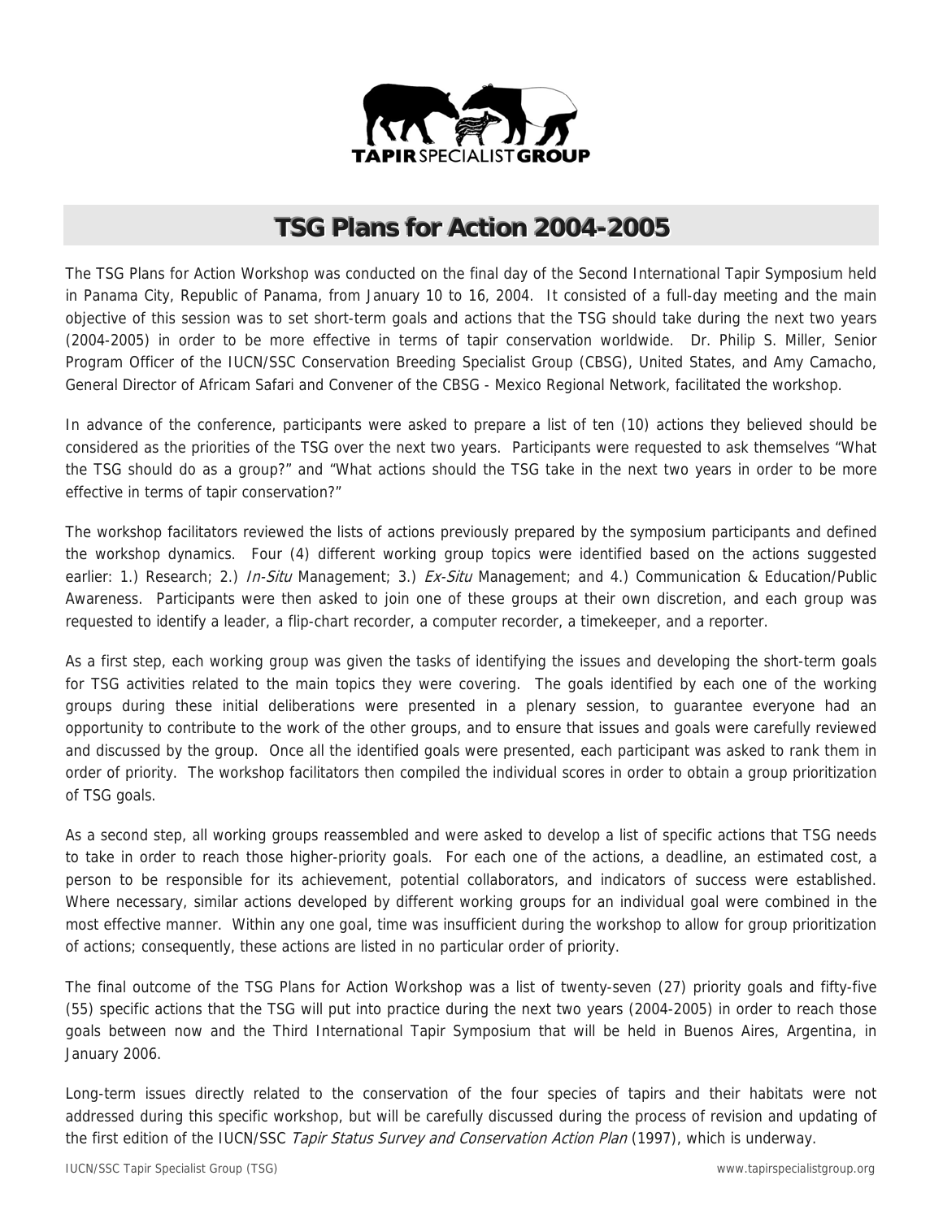TAPIR SPECIALIST GROUP

# TSG Plans for Action 2004-2005

The TSG Plans for Action Workshop was conducted on the final day of the Second International Tapir Symposium held in Panama City, Republic of Panama, from January 10 to 16, 2004. It consisted of a full-day meeting and the main objective of this session was to set short-term goals and actions that the TSG should take during the next two years (2004-2005) in order to be more effective in terms of tapir conservation worldwide. Dr. Philip S. Miller, Senior Program Officer of the IUCN/SSC Conservation Breeding Specialist Group (CBSG), United States, and Amy Camacho, General Director of Africam Safari and Convener of the CBSG - Mexico Regional Network, facilitated the workshop.

In advance of the conference, participants were asked to prepare a list of ten (10) actions they believed should be considered as the priorities of the TSG over the next two years. Participants were requested to ask themselves "What the TSG should do as a group?" and "What actions should the TSG take in the next two years in order to be more effective in terms of tapir conservation?"

The workshop facilitators reviewed the lists of actions previously prepared by the symposium participants and defined the workshop dynamics. Four (4) different working group topics were identified based on the actions suggested earlier: 1.) Research; 2.) *In-Situ* Management; 3.) *Ex-Situ* Management; and 4.) Communication & Education/Public Awareness. Participants were then asked to join one of these groups at their own discretion, and each group was requested to identify a leader, a flip-chart recorder, a computer recorder, a timekeeper, and a reporter.

As a first step, each working group was given the tasks of identifying the issues and developing the short-term goals for TSG activities related to the main topics they were covering. The goals identified by each one of the working groups during these initial deliberations were presented in a plenary session, to guarantee everyone had an opportunity to contribute to the work of the other groups, and to ensure that issues and goals were carefully reviewed and discussed by the group. Once all the identified goals were presented, each participant was asked to rank them in order of priority. The workshop facilitators then compiled the individual scores in order to obtain a group prioritization of TSG goals.

As a second step, all working groups reassembled and were asked to develop a list of specific actions that TSG needs to take in order to reach those higher-priority goals. For each one of the actions, a deadline, an estimated cost, a person to be responsible for its achievement, potential collaborators, and indicators of success were established. Where necessary, similar actions developed by different working groups for an individual goal were combined in the most effective manner. Within any one goal, time was insufficient during the workshop to allow for group prioritization of actions; consequently, these actions are listed in no particular order of priority.

The final outcome of the TSG Plans for Action Workshop was a list of twenty-seven (27) priority goals and fifty-five (55) specific actions that the TSG will put into practice during the next two years (2004-2005) in order to reach those goals between now and the Third International Tapir Symposium that will be held in Buenos Aires, Argentina, in January 2006.

Long-term issues directly related to the conservation of the four species of tapirs and their habitats were not addressed during this specific workshop, but will be carefully discussed during the process of revision and updating of the first edition of the IUCN/SSC *Tapir Status Survey and Conservation Action Plan* (1997), which is underway.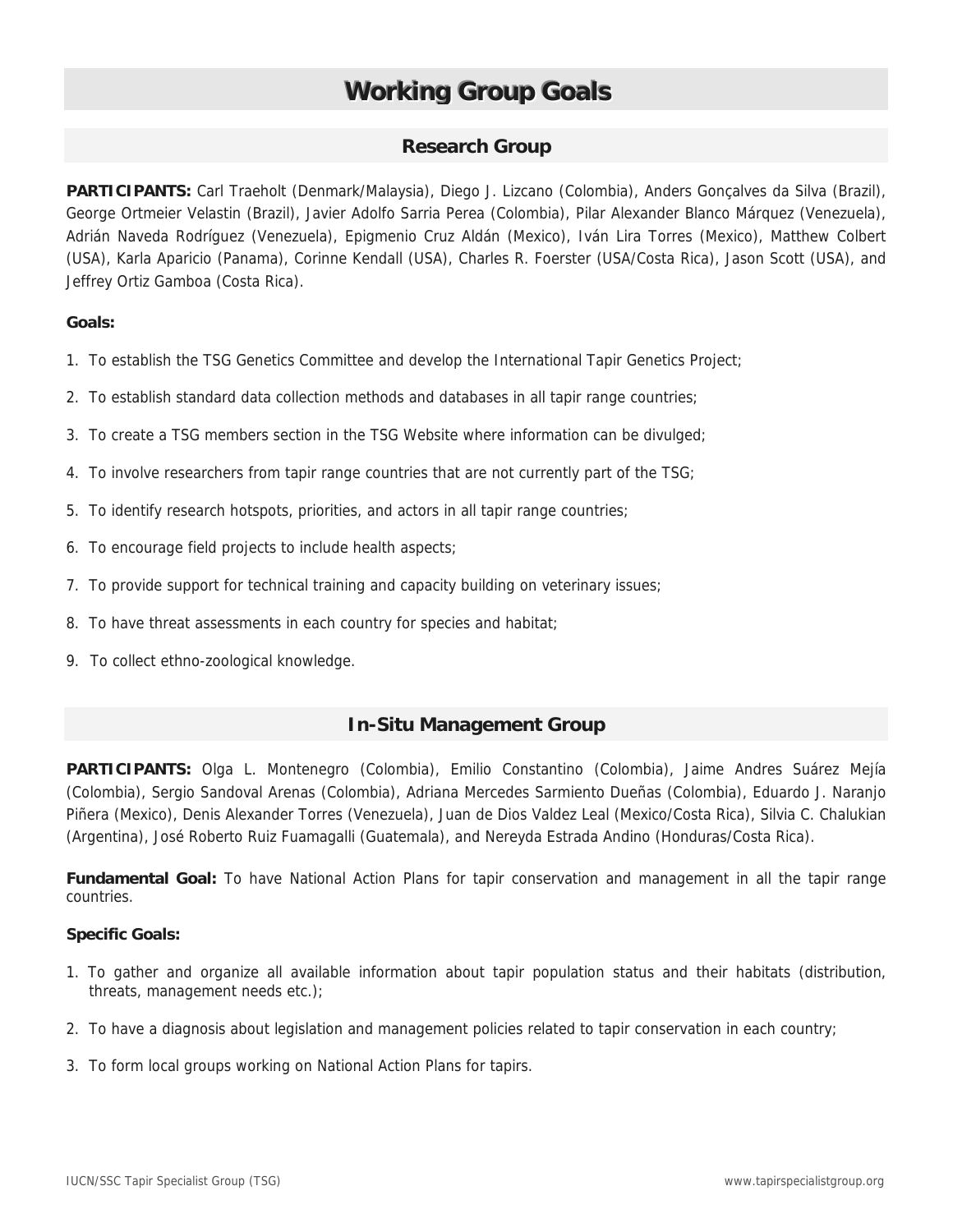# Working Group Goals

## Research Group

**PARTICIPANTS:** Carl Traeholt (Denmark/Malaysia), Diego J. Lizcano (Colombia), Anders Gonçalves da Silva (Brazil), George Ortmeier Velastin (Brazil), Javier Adolfo Sarria Perea (Colombia), Pilar Alexander Blanco Márquez (Venezuela), Adrián Naveda Rodríguez (Venezuela), Epigmenio Cruz Aldán (Mexico), Iván Lira Torres (Mexico), Matthew Colbert (USA), Karla Aparicio (Panama), Corinne Kendall (USA), Charles R. Foerster (USA/Costa Rica), Jason Scott (USA), and Jeffrey Ortiz Gamboa (Costa Rica).

**Goals:**

1. To establish the TSG Genetics Committee and develop the International Tapir Genetics Project;
2. To establish standard data collection methods and databases in all tapir range countries;
3. To create a TSG members section in the TSG Website where information can be divulged;
4. To involve researchers from tapir range countries that are not currently part of the TSG;
5. To identify research hotspots, priorities, and actors in all tapir range countries;
6. To encourage field projects to include health aspects;
7. To provide support for technical training and capacity building on veterinary issues;
8. To have threat assessments in each country for species and habitat;
9. To collect ethno-zoological knowledge.

## In-Situ Management Group

**PARTICIPANTS:** Olga L. Montenegro (Colombia), Emilio Constantino (Colombia), Jaime Andres Suárez Mejía (Colombia), Sergio Sandoval Arenas (Colombia), Adriana Mercedes Sarmiento Dueñas (Colombia), Eduardo J. Naranjo Piñera (Mexico), Denis Alexander Torres (Venezuela), Juan de Dios Valdez Leal (Mexico/Costa Rica), Silvia C. Chalukian (Argentina), José Roberto Ruiz Fuamagalli (Guatemala), and Nereyda Estrada Andino (Honduras/Costa Rica).

**Fundamental Goal:** To have National Action Plans for tapir conservation and management in all the tapir range countries.

**Specific Goals:**

1. To gather and organize all available information about tapir population status and their habitats (distribution, threats, management needs etc.);
2. To have a diagnosis about legislation and management policies related to tapir conservation in each country;
3. To form local groups working on National Action Plans for tapirs.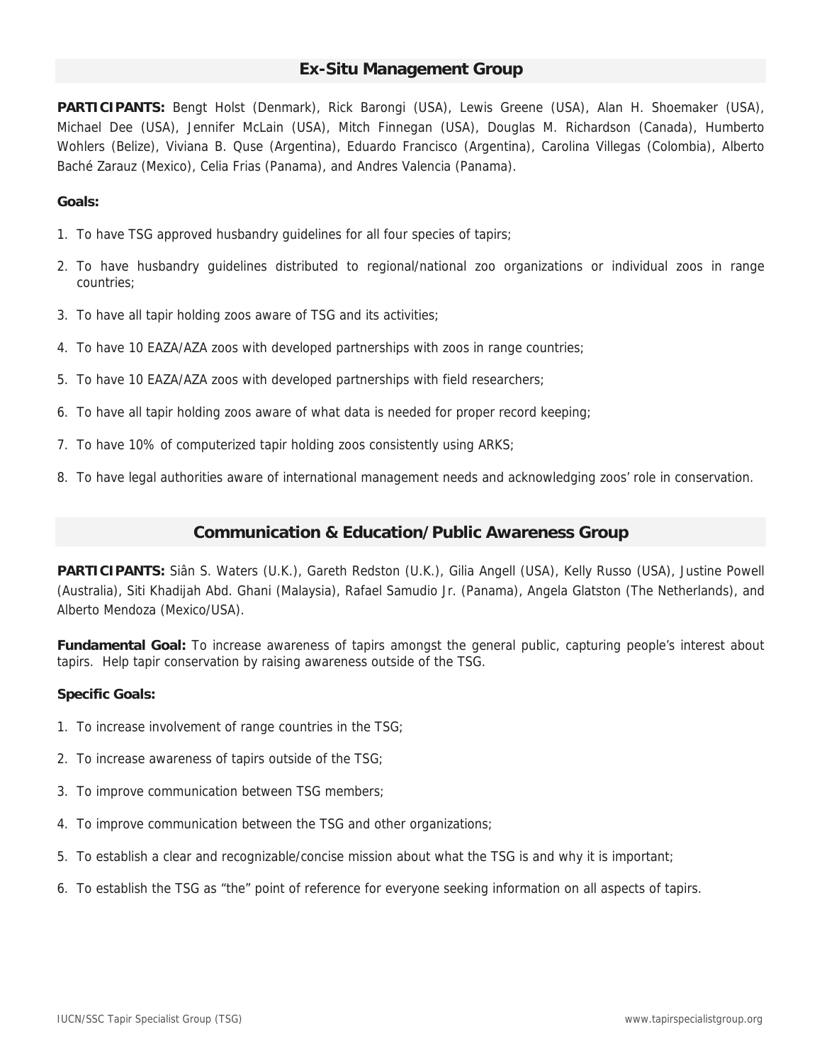## Ex-Situ Management Group

**PARTICIPANTS:** Bengt Holst (Denmark), Rick Barongi (USA), Lewis Greene (USA), Alan H. Shoemaker (USA), Michael Dee (USA), Jennifer McLain (USA), Mitch Finnegan (USA), Douglas M. Richardson (Canada), Humberto Wohlers (Belize), Viviana B. Quse (Argentina), Eduardo Francisco (Argentina), Carolina Villegas (Colombia), Alberto Baché Zarauz (Mexico), Celia Frias (Panama), and Andres Valencia (Panama).

**Goals:**

1. To have TSG approved husbandry guidelines for all four species of tapirs;
2. To have husbandry guidelines distributed to regional/national zoo organizations or individual zoos in range countries;
3. To have all tapir holding zoos aware of TSG and its activities;
4. To have 10 EAZA/AZA zoos with developed partnerships with zoos in range countries;
5. To have 10 EAZA/AZA zoos with developed partnerships with field researchers;
6. To have all tapir holding zoos aware of what data is needed for proper record keeping;
7. To have 10% of computerized tapir holding zoos consistently using ARKS;
8. To have legal authorities aware of international management needs and acknowledging zoos' role in conservation.

## Communication & Education/Public Awareness Group

**PARTICIPANTS:** Siân S. Waters (U.K.), Gareth Redston (U.K.), Gilia Angell (USA), Kelly Russo (USA), Justine Powell (Australia), Siti Khadijah Abd. Ghani (Malaysia), Rafael Samudio Jr. (Panama), Angela Glatston (The Netherlands), and Alberto Mendoza (Mexico/USA).

**Fundamental Goal:** To increase awareness of tapirs amongst the general public, capturing people's interest about tapirs. Help tapir conservation by raising awareness outside of the TSG.

**Specific Goals:**

1. To increase involvement of range countries in the TSG;
2. To increase awareness of tapirs outside of the TSG;
3. To improve communication between TSG members;
4. To improve communication between the TSG and other organizations;
5. To establish a clear and recognizable/concise mission about what the TSG is and why it is important;
6. To establish the TSG as "the" point of reference for everyone seeking information on all aspects of tapirs.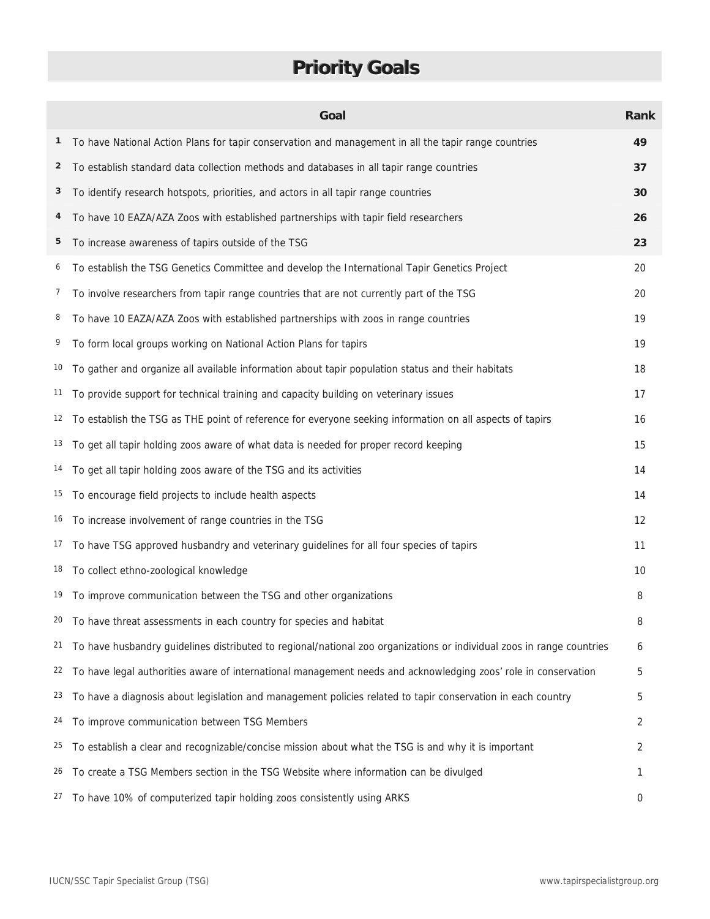# Priority Goals

| | Goal | Rank |
|---|---|---|
| **1** | To have National Action Plans for tapir conservation and management in all the tapir range countries | **49** |
| **2** | To establish standard data collection methods and databases in all tapir range countries | **37** |
| **3** | To identify research hotspots, priorities, and actors in all tapir range countries | **30** |
| **4** | To have 10 EAZA/AZA Zoos with established partnerships with tapir field researchers | **26** |
| **5** | To increase awareness of tapirs outside of the TSG | **23** |
| 6 | To establish the TSG Genetics Committee and develop the International Tapir Genetics Project | 20 |
| 7 | To involve researchers from tapir range countries that are not currently part of the TSG | 20 |
| 8 | To have 10 EAZA/AZA Zoos with established partnerships with zoos in range countries | 19 |
| 9 | To form local groups working on National Action Plans for tapirs | 19 |
| 10 | To gather and organize all available information about tapir population status and their habitats | 18 |
| 11 | To provide support for technical training and capacity building on veterinary issues | 17 |
| 12 | To establish the TSG as THE point of reference for everyone seeking information on all aspects of tapirs | 16 |
| 13 | To get all tapir holding zoos aware of what data is needed for proper record keeping | 15 |
| 14 | To get all tapir holding zoos aware of the TSG and its activities | 14 |
| 15 | To encourage field projects to include health aspects | 14 |
| 16 | To increase involvement of range countries in the TSG | 12 |
| 17 | To have TSG approved husbandry and veterinary guidelines for all four species of tapirs | 11 |
| 18 | To collect ethno-zoological knowledge | 10 |
| 19 | To improve communication between the TSG and other organizations | 8 |
| 20 | To have threat assessments in each country for species and habitat | 8 |
| 21 | To have husbandry guidelines distributed to regional/national zoo organizations or individual zoos in range countries | 6 |
| 22 | To have legal authorities aware of international management needs and acknowledging zoos' role in conservation | 5 |
| 23 | To have a diagnosis about legislation and management policies related to tapir conservation in each country | 5 |
| 24 | To improve communication between TSG Members | 2 |
| 25 | To establish a clear and recognizable/concise mission about what the TSG is and why it is important | 2 |
| 26 | To create a TSG Members section in the TSG Website where information can be divulged | 1 |
| 27 | To have 10% of computerized tapir holding zoos consistently using ARKS | 0 |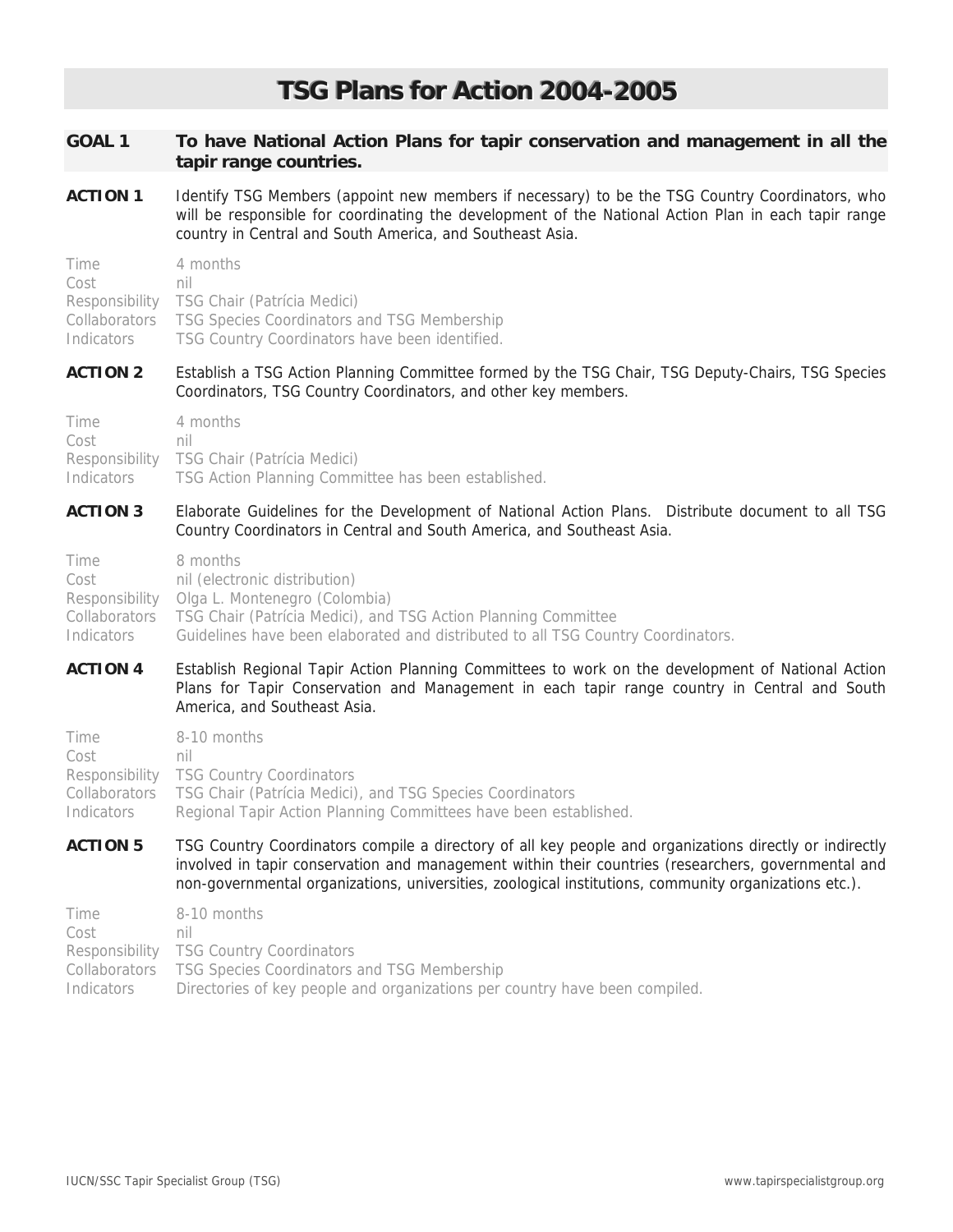# TSG Plans for Action 2004-2005

## GOAL 1 To have National Action Plans for tapir conservation and management in all the tapir range countries.

**ACTION 1** Identify TSG Members (appoint new members if necessary) to be the TSG Country Coordinators, who will be responsible for coordinating the development of the National Action Plan in each tapir range country in Central and South America, and Southeast Asia.

Time: 4 months
Cost: nil
Responsibility: TSG Chair (Patrícia Medici)
Collaborators: TSG Species Coordinators and TSG Membership
Indicators: TSG Country Coordinators have been identified.

**ACTION 2** Establish a TSG Action Planning Committee formed by the TSG Chair, TSG Deputy-Chairs, TSG Species Coordinators, TSG Country Coordinators, and other key members.

Time: 4 months
Cost: nil
Responsibility: TSG Chair (Patrícia Medici)
Indicators: TSG Action Planning Committee has been established.

**ACTION 3** Elaborate Guidelines for the Development of National Action Plans. Distribute document to all TSG Country Coordinators in Central and South America, and Southeast Asia.

Time: 8 months
Cost: nil (electronic distribution)
Responsibility: Olga L. Montenegro (Colombia)
Collaborators: TSG Chair (Patrícia Medici), and TSG Action Planning Committee
Indicators: Guidelines have been elaborated and distributed to all TSG Country Coordinators.

**ACTION 4** Establish Regional Tapir Action Planning Committees to work on the development of National Action Plans for Tapir Conservation and Management in each tapir range country in Central and South America, and Southeast Asia.

Time: 8-10 months
Cost: nil
Responsibility: TSG Country Coordinators
Collaborators: TSG Chair (Patrícia Medici), and TSG Species Coordinators
Indicators: Regional Tapir Action Planning Committees have been established.

**ACTION 5** TSG Country Coordinators compile a directory of all key people and organizations directly or indirectly involved in tapir conservation and management within their countries (researchers, governmental and non-governmental organizations, universities, zoological institutions, community organizations etc.).

Time: 8-10 months
Cost: nil
Responsibility: TSG Country Coordinators
Collaborators: TSG Species Coordinators and TSG Membership
Indicators: Directories of key people and organizations per country have been compiled.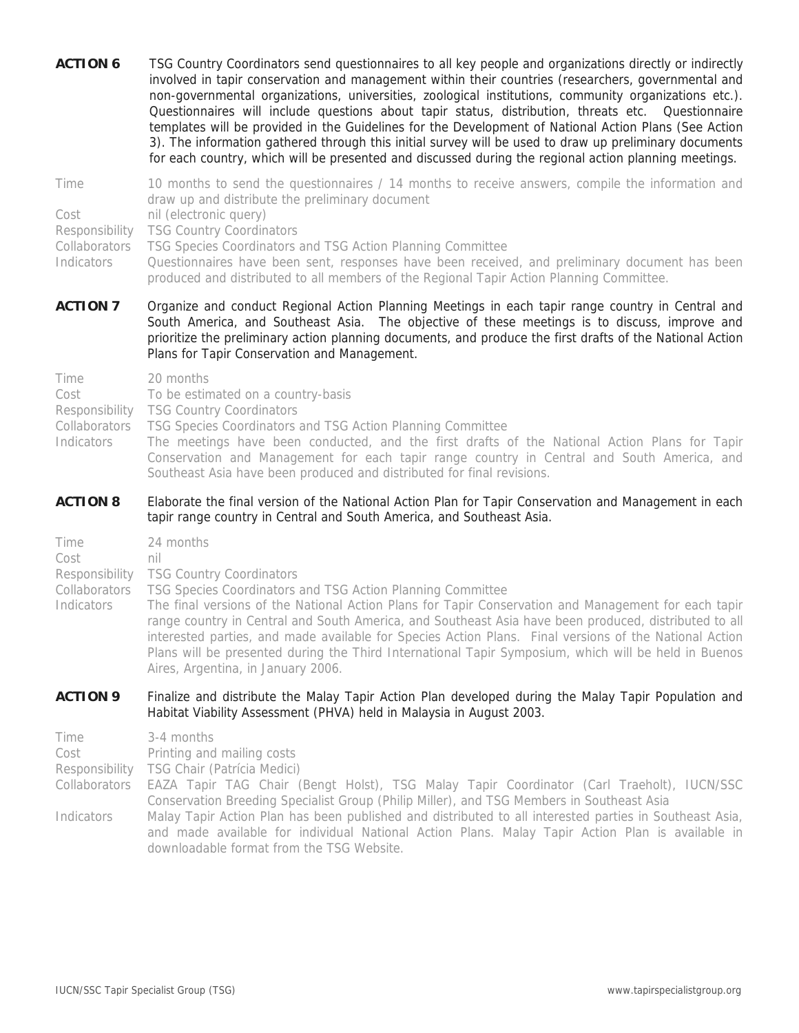**ACTION 6** TSG Country Coordinators send questionnaires to all key people and organizations directly or indirectly involved in tapir conservation and management within their countries (researchers, governmental and non-governmental organizations, universities, zoological institutions, community organizations etc.). Questionnaires will include questions about tapir status, distribution, threats etc. Questionnaire templates will be provided in the Guidelines for the Development of National Action Plans (See Action 3). The information gathered through this initial survey will be used to draw up preliminary documents for each country, which will be presented and discussed during the regional action planning meetings.

Time: 10 months to send the questionnaires / 14 months to receive answers, compile the information and draw up and distribute the preliminary document

Cost: nil (electronic query)

Responsibility: TSG Country Coordinators

Collaborators: TSG Species Coordinators and TSG Action Planning Committee

Indicators: Questionnaires have been sent, responses have been received, and preliminary document has been produced and distributed to all members of the Regional Tapir Action Planning Committee.

**ACTION 7** Organize and conduct Regional Action Planning Meetings in each tapir range country in Central and South America, and Southeast Asia. The objective of these meetings is to discuss, improve and prioritize the preliminary action planning documents, and produce the first drafts of the National Action Plans for Tapir Conservation and Management.

Time: 20 months

Cost: To be estimated on a country-basis

Responsibility: TSG Country Coordinators

Collaborators: TSG Species Coordinators and TSG Action Planning Committee

Indicators: The meetings have been conducted, and the first drafts of the National Action Plans for Tapir Conservation and Management for each tapir range country in Central and South America, and Southeast Asia have been produced and distributed for final revisions.

**ACTION 8** Elaborate the final version of the National Action Plan for Tapir Conservation and Management in each tapir range country in Central and South America, and Southeast Asia.

Time: 24 months

Cost: nil

Responsibility: TSG Country Coordinators

Collaborators: TSG Species Coordinators and TSG Action Planning Committee

Indicators: The final versions of the National Action Plans for Tapir Conservation and Management for each tapir range country in Central and South America, and Southeast Asia have been produced, distributed to all interested parties, and made available for Species Action Plans. Final versions of the National Action Plans will be presented during the Third International Tapir Symposium, which will be held in Buenos Aires, Argentina, in January 2006.

**ACTION 9** Finalize and distribute the Malay Tapir Action Plan developed during the Malay Tapir Population and Habitat Viability Assessment (PHVA) held in Malaysia in August 2003.

Time: 3-4 months

Cost: Printing and mailing costs

Responsibility: TSG Chair (Patrícia Medici)

Collaborators: EAZA Tapir TAG Chair (Bengt Holst), TSG Malay Tapir Coordinator (Carl Traeholt), IUCN/SSC Conservation Breeding Specialist Group (Philip Miller), and TSG Members in Southeast Asia

Indicators: Malay Tapir Action Plan has been published and distributed to all interested parties in Southeast Asia, and made available for individual National Action Plans. Malay Tapir Action Plan is available in downloadable format from the TSG Website.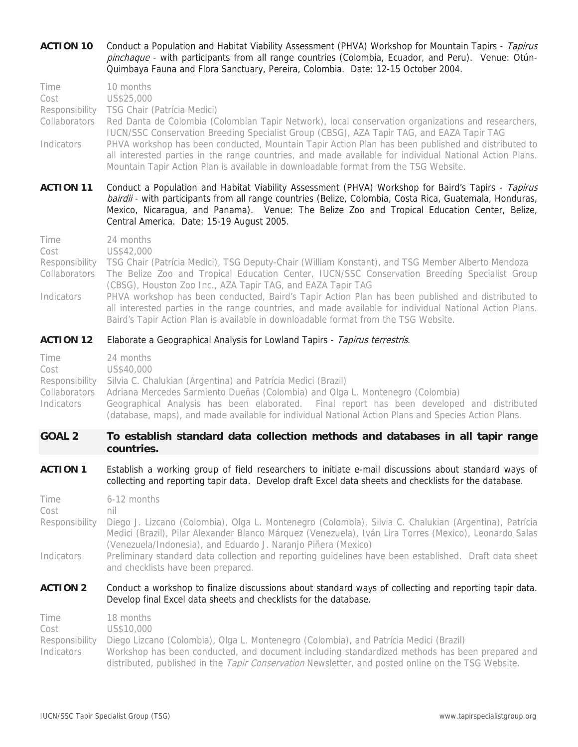**ACTION 10** Conduct a Population and Habitat Viability Assessment (PHVA) Workshop for Mountain Tapirs - *Tapirus pinchaque* - with participants from all range countries (Colombia, Ecuador, and Peru). Venue: Otún-Quimbaya Fauna and Flora Sanctuary, Pereira, Colombia. Date: 12-15 October 2004.

Time: 10 months
Cost: US$25,000
Responsibility: TSG Chair (Patrícia Medici)
Collaborators: Red Danta de Colombia (Colombian Tapir Network), local conservation organizations and researchers, IUCN/SSC Conservation Breeding Specialist Group (CBSG), AZA Tapir TAG, and EAZA Tapir TAG
Indicators: PHVA workshop has been conducted, Mountain Tapir Action Plan has been published and distributed to all interested parties in the range countries, and made available for individual National Action Plans. Mountain Tapir Action Plan is available in downloadable format from the TSG Website.

**ACTION 11** Conduct a Population and Habitat Viability Assessment (PHVA) Workshop for Baird's Tapirs - *Tapirus bairdii* - with participants from all range countries (Belize, Colombia, Costa Rica, Guatemala, Honduras, Mexico, Nicaragua, and Panama). Venue: The Belize Zoo and Tropical Education Center, Belize, Central America. Date: 15-19 August 2005.

Time: 24 months
Cost: US$42,000
Responsibility: TSG Chair (Patrícia Medici), TSG Deputy-Chair (William Konstant), and TSG Member Alberto Mendoza
Collaborators: The Belize Zoo and Tropical Education Center, IUCN/SSC Conservation Breeding Specialist Group (CBSG), Houston Zoo Inc., AZA Tapir TAG, and EAZA Tapir TAG
Indicators: PHVA workshop has been conducted, Baird's Tapir Action Plan has been published and distributed to all interested parties in the range countries, and made available for individual National Action Plans. Baird's Tapir Action Plan is available in downloadable format from the TSG Website.

**ACTION 12** Elaborate a Geographical Analysis for Lowland Tapirs - *Tapirus terrestris*.

Time: 24 months
Cost: US$40,000
Responsibility: Silvia C. Chalukian (Argentina) and Patrícia Medici (Brazil)
Collaborators: Adriana Mercedes Sarmiento Dueñas (Colombia) and Olga L. Montenegro (Colombia)
Indicators: Geographical Analysis has been elaborated. Final report has been developed and distributed (database, maps), and made available for individual National Action Plans and Species Action Plans.

## GOAL 2 To establish standard data collection methods and databases in all tapir range countries.

**ACTION 1** Establish a working group of field researchers to initiate e-mail discussions about standard ways of collecting and reporting tapir data. Develop draft Excel data sheets and checklists for the database.

Time: 6-12 months
Cost: nil
Responsibility: Diego J. Lizcano (Colombia), Olga L. Montenegro (Colombia), Silvia C. Chalukian (Argentina), Patrícia Medici (Brazil), Pilar Alexander Blanco Márquez (Venezuela), Iván Lira Torres (Mexico), Leonardo Salas (Venezuela/Indonesia), and Eduardo J. Naranjo Piñera (Mexico)
Indicators: Preliminary standard data collection and reporting guidelines have been established. Draft data sheet and checklists have been prepared.

**ACTION 2** Conduct a workshop to finalize discussions about standard ways of collecting and reporting tapir data. Develop final Excel data sheets and checklists for the database.

Time: 18 months
Cost: US$10,000
Responsibility: Diego Lizcano (Colombia), Olga L. Montenegro (Colombia), and Patrícia Medici (Brazil)
Indicators: Workshop has been conducted, and document including standardized methods has been prepared and distributed, published in the *Tapir Conservation* Newsletter, and posted online on the TSG Website.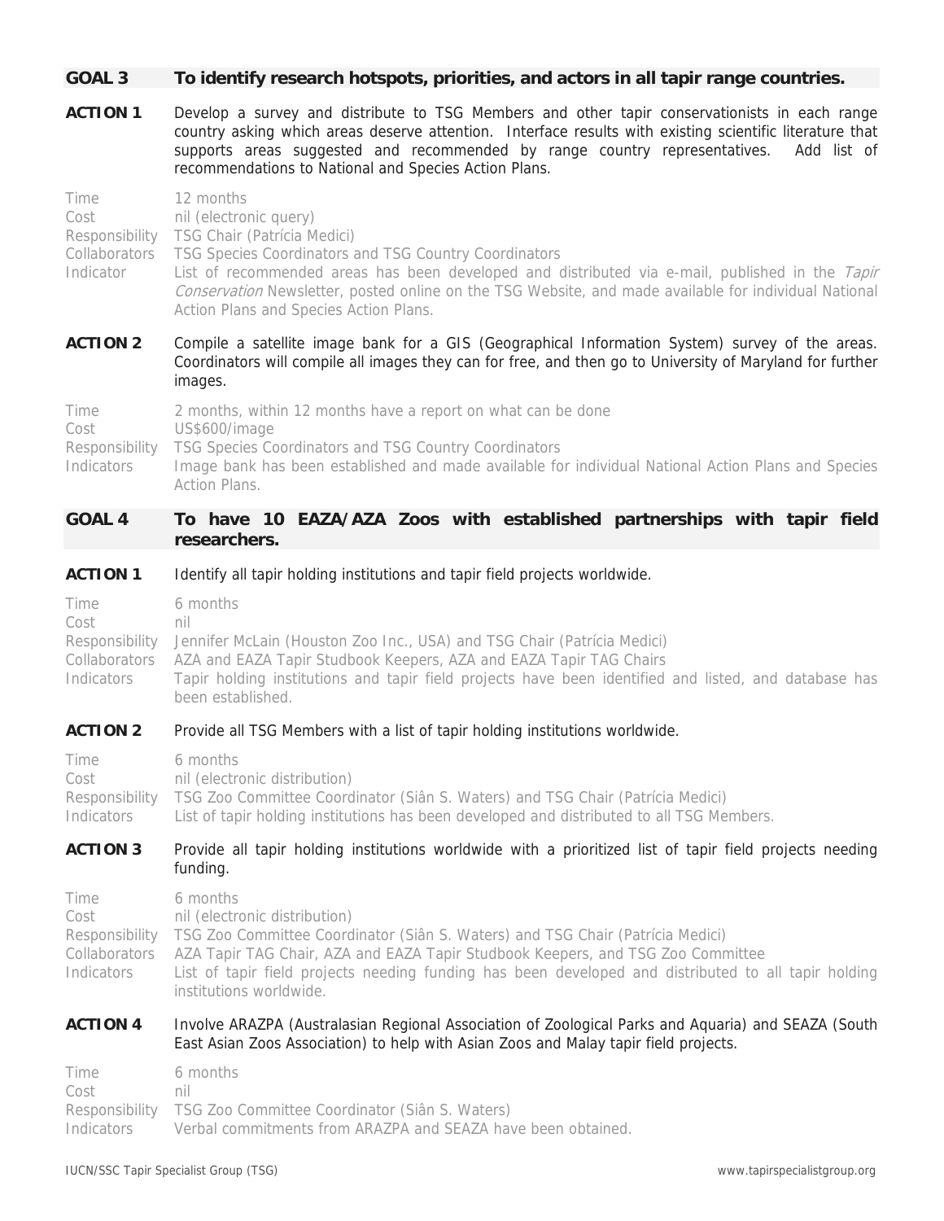## GOAL 3 To identify research hotspots, priorities, and actors in all tapir range countries.

**ACTION 1** Develop a survey and distribute to TSG Members and other tapir conservationists in each range country asking which areas deserve attention. Interface results with existing scientific literature that supports areas suggested and recommended by range country representatives. Add list of recommendations to National and Species Action Plans.

Time 12 months
Cost nil (electronic query)
Responsibility TSG Chair (Patrícia Medici)
Collaborators TSG Species Coordinators and TSG Country Coordinators
Indicator List of recommended areas has been developed and distributed via e-mail, published in the *Tapir Conservation* Newsletter, posted online on the TSG Website, and made available for individual National Action Plans and Species Action Plans.

**ACTION 2** Compile a satellite image bank for a GIS (Geographical Information System) survey of the areas. Coordinators will compile all images they can for free, and then go to University of Maryland for further images.

Time 2 months, within 12 months have a report on what can be done
Cost US$600/image
Responsibility TSG Species Coordinators and TSG Country Coordinators
Indicators Image bank has been established and made available for individual National Action Plans and Species Action Plans.

## GOAL 4 To have 10 EAZA/AZA Zoos with established partnerships with tapir field researchers.

**ACTION 1** Identify all tapir holding institutions and tapir field projects worldwide.

Time 6 months
Cost nil
Responsibility Jennifer McLain (Houston Zoo Inc., USA) and TSG Chair (Patrícia Medici)
Collaborators AZA and EAZA Tapir Studbook Keepers, AZA and EAZA Tapir TAG Chairs
Indicators Tapir holding institutions and tapir field projects have been identified and listed, and database has been established.

**ACTION 2** Provide all TSG Members with a list of tapir holding institutions worldwide.

Time 6 months
Cost nil (electronic distribution)
Responsibility TSG Zoo Committee Coordinator (Siân S. Waters) and TSG Chair (Patrícia Medici)
Indicators List of tapir holding institutions has been developed and distributed to all TSG Members.

**ACTION 3** Provide all tapir holding institutions worldwide with a prioritized list of tapir field projects needing funding.

Time 6 months
Cost nil (electronic distribution)
Responsibility TSG Zoo Committee Coordinator (Siân S. Waters) and TSG Chair (Patrícia Medici)
Collaborators AZA Tapir TAG Chair, AZA and EAZA Tapir Studbook Keepers, and TSG Zoo Committee
Indicators List of tapir field projects needing funding has been developed and distributed to all tapir holding institutions worldwide.

**ACTION 4** Involve ARAZPA (Australasian Regional Association of Zoological Parks and Aquaria) and SEAZA (South East Asian Zoos Association) to help with Asian Zoos and Malay tapir field projects.

Time 6 months
Cost nil
Responsibility TSG Zoo Committee Coordinator (Siân S. Waters)
Indicators Verbal commitments from ARAZPA and SEAZA have been obtained.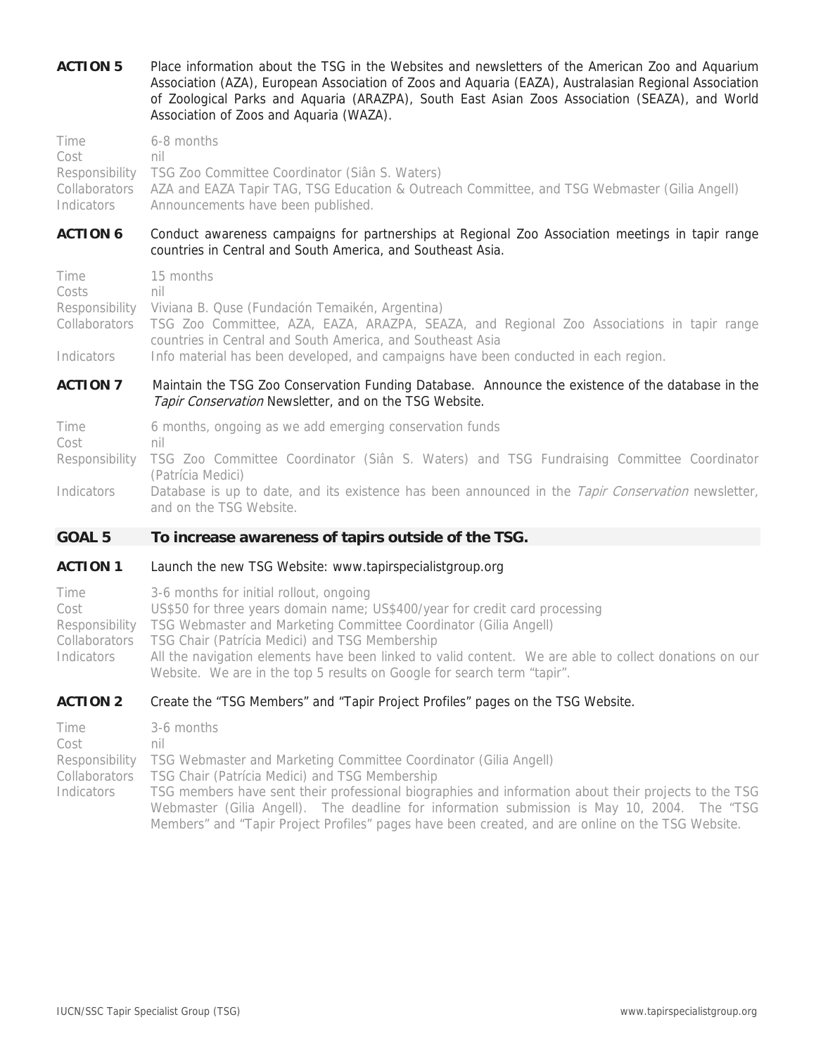**ACTION 5** Place information about the TSG in the Websites and newsletters of the American Zoo and Aquarium Association (AZA), European Association of Zoos and Aquaria (EAZA), Australasian Regional Association of Zoological Parks and Aquaria (ARAZPA), South East Asian Zoos Association (SEAZA), and World Association of Zoos and Aquaria (WAZA).

Time: 6-8 months
Cost: nil
Responsibility: TSG Zoo Committee Coordinator (Siân S. Waters)
Collaborators: AZA and EAZA Tapir TAG, TSG Education & Outreach Committee, and TSG Webmaster (Gilia Angell)
Indicators: Announcements have been published.

**ACTION 6** Conduct awareness campaigns for partnerships at Regional Zoo Association meetings in tapir range countries in Central and South America, and Southeast Asia.

Time: 15 months
Costs: nil
Responsibility: Viviana B. Quse (Fundación Temaikén, Argentina)
Collaborators: TSG Zoo Committee, AZA, EAZA, ARAZPA, SEAZA, and Regional Zoo Associations in tapir range countries in Central and South America, and Southeast Asia
Indicators: Info material has been developed, and campaigns have been conducted in each region.

**ACTION 7** Maintain the TSG Zoo Conservation Funding Database. Announce the existence of the database in the *Tapir Conservation* Newsletter, and on the TSG Website.

Time: 6 months, ongoing as we add emerging conservation funds
Cost: nil
Responsibility: TSG Zoo Committee Coordinator (Siân S. Waters) and TSG Fundraising Committee Coordinator (Patrícia Medici)
Indicators: Database is up to date, and its existence has been announced in the *Tapir Conservation* newsletter, and on the TSG Website.

## GOAL 5 To increase awareness of tapirs outside of the TSG.

**ACTION 1** Launch the new TSG Website: www.tapirspecialistgroup.org

Time: 3-6 months for initial rollout, ongoing
Cost: US$50 for three years domain name; US$400/year for credit card processing
Responsibility: TSG Webmaster and Marketing Committee Coordinator (Gilia Angell)
Collaborators: TSG Chair (Patrícia Medici) and TSG Membership
Indicators: All the navigation elements have been linked to valid content. We are able to collect donations on our Website. We are in the top 5 results on Google for search term "tapir".

**ACTION 2** Create the "TSG Members" and "Tapir Project Profiles" pages on the TSG Website.

Time: 3-6 months
Cost: nil
Responsibility: TSG Webmaster and Marketing Committee Coordinator (Gilia Angell)
Collaborators: TSG Chair (Patrícia Medici) and TSG Membership
Indicators: TSG members have sent their professional biographies and information about their projects to the TSG Webmaster (Gilia Angell). The deadline for information submission is May 10, 2004. The "TSG Members" and "Tapir Project Profiles" pages have been created, and are online on the TSG Website.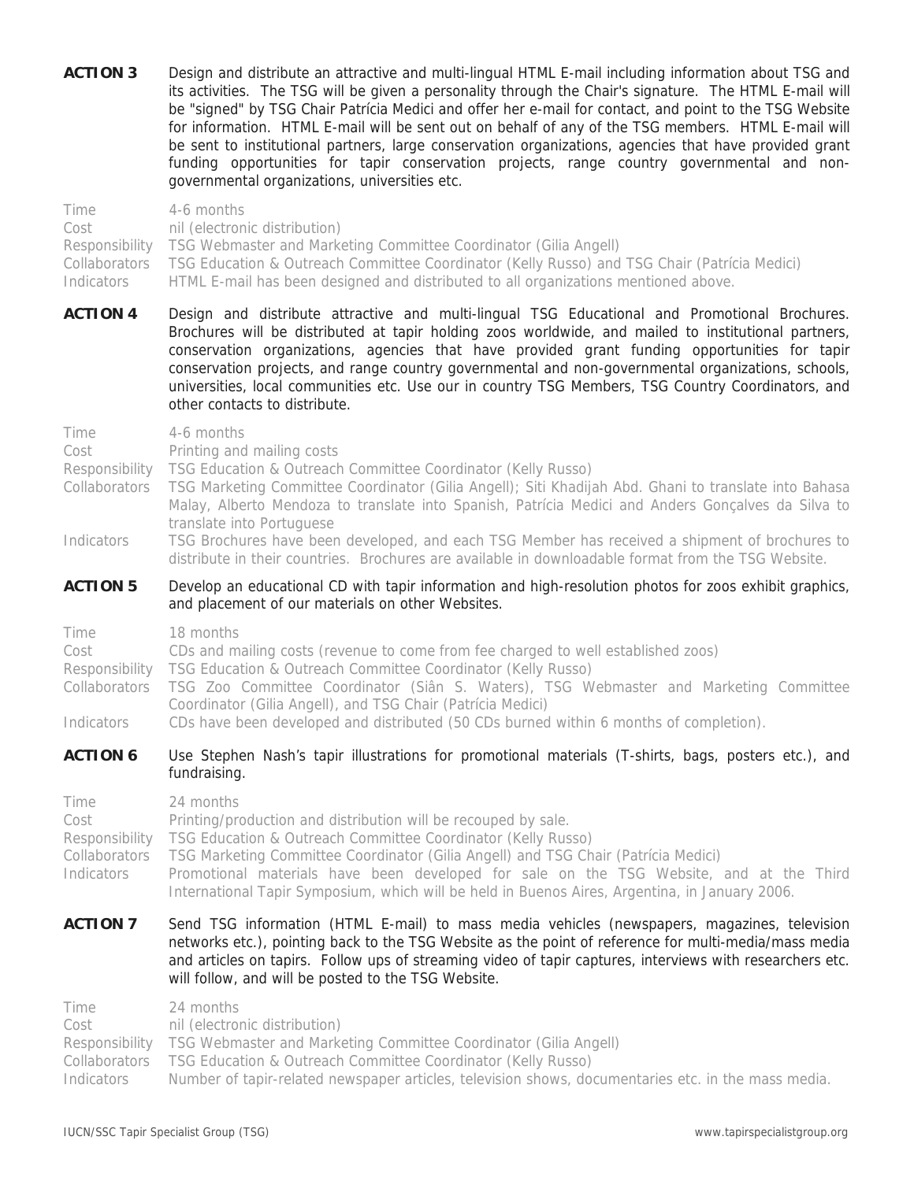**ACTION 3** Design and distribute an attractive and multi-lingual HTML E-mail including information about TSG and its activities. The TSG will be given a personality through the Chair's signature. The HTML E-mail will be "signed" by TSG Chair Patrícia Medici and offer her e-mail for contact, and point to the TSG Website for information. HTML E-mail will be sent out on behalf of any of the TSG members. HTML E-mail will be sent to institutional partners, large conservation organizations, agencies that have provided grant funding opportunities for tapir conservation projects, range country governmental and non-governmental organizations, universities etc.

Time: 4-6 months
Cost: nil (electronic distribution)
Responsibility: TSG Webmaster and Marketing Committee Coordinator (Gilia Angell)
Collaborators: TSG Education & Outreach Committee Coordinator (Kelly Russo) and TSG Chair (Patrícia Medici)
Indicators: HTML E-mail has been designed and distributed to all organizations mentioned above.

**ACTION 4** Design and distribute attractive and multi-lingual TSG Educational and Promotional Brochures. Brochures will be distributed at tapir holding zoos worldwide, and mailed to institutional partners, conservation organizations, agencies that have provided grant funding opportunities for tapir conservation projects, and range country governmental and non-governmental organizations, schools, universities, local communities etc. Use our in country TSG Members, TSG Country Coordinators, and other contacts to distribute.

Time: 4-6 months
Cost: Printing and mailing costs
Responsibility: TSG Education & Outreach Committee Coordinator (Kelly Russo)
Collaborators: TSG Marketing Committee Coordinator (Gilia Angell); Siti Khadijah Abd. Ghani to translate into Bahasa Malay, Alberto Mendoza to translate into Spanish, Patrícia Medici and Anders Gonçalves da Silva to translate into Portuguese
Indicators: TSG Brochures have been developed, and each TSG Member has received a shipment of brochures to distribute in their countries. Brochures are available in downloadable format from the TSG Website.

**ACTION 5** Develop an educational CD with tapir information and high-resolution photos for zoos exhibit graphics, and placement of our materials on other Websites.

Time: 18 months
Cost: CDs and mailing costs (revenue to come from fee charged to well established zoos)
Responsibility: TSG Education & Outreach Committee Coordinator (Kelly Russo)
Collaborators: TSG Zoo Committee Coordinator (Siân S. Waters), TSG Webmaster and Marketing Committee Coordinator (Gilia Angell), and TSG Chair (Patrícia Medici)
Indicators: CDs have been developed and distributed (50 CDs burned within 6 months of completion).

**ACTION 6** Use Stephen Nash's tapir illustrations for promotional materials (T-shirts, bags, posters etc.), and fundraising.

Time: 24 months
Cost: Printing/production and distribution will be recouped by sale.
Responsibility: TSG Education & Outreach Committee Coordinator (Kelly Russo)
Collaborators: TSG Marketing Committee Coordinator (Gilia Angell) and TSG Chair (Patrícia Medici)
Indicators: Promotional materials have been developed for sale on the TSG Website, and at the Third International Tapir Symposium, which will be held in Buenos Aires, Argentina, in January 2006.

**ACTION 7** Send TSG information (HTML E-mail) to mass media vehicles (newspapers, magazines, television networks etc.), pointing back to the TSG Website as the point of reference for multi-media/mass media and articles on tapirs. Follow ups of streaming video of tapir captures, interviews with researchers etc. will follow, and will be posted to the TSG Website.

Time: 24 months
Cost: nil (electronic distribution)
Responsibility: TSG Webmaster and Marketing Committee Coordinator (Gilia Angell)
Collaborators: TSG Education & Outreach Committee Coordinator (Kelly Russo)
Indicators: Number of tapir-related newspaper articles, television shows, documentaries etc. in the mass media.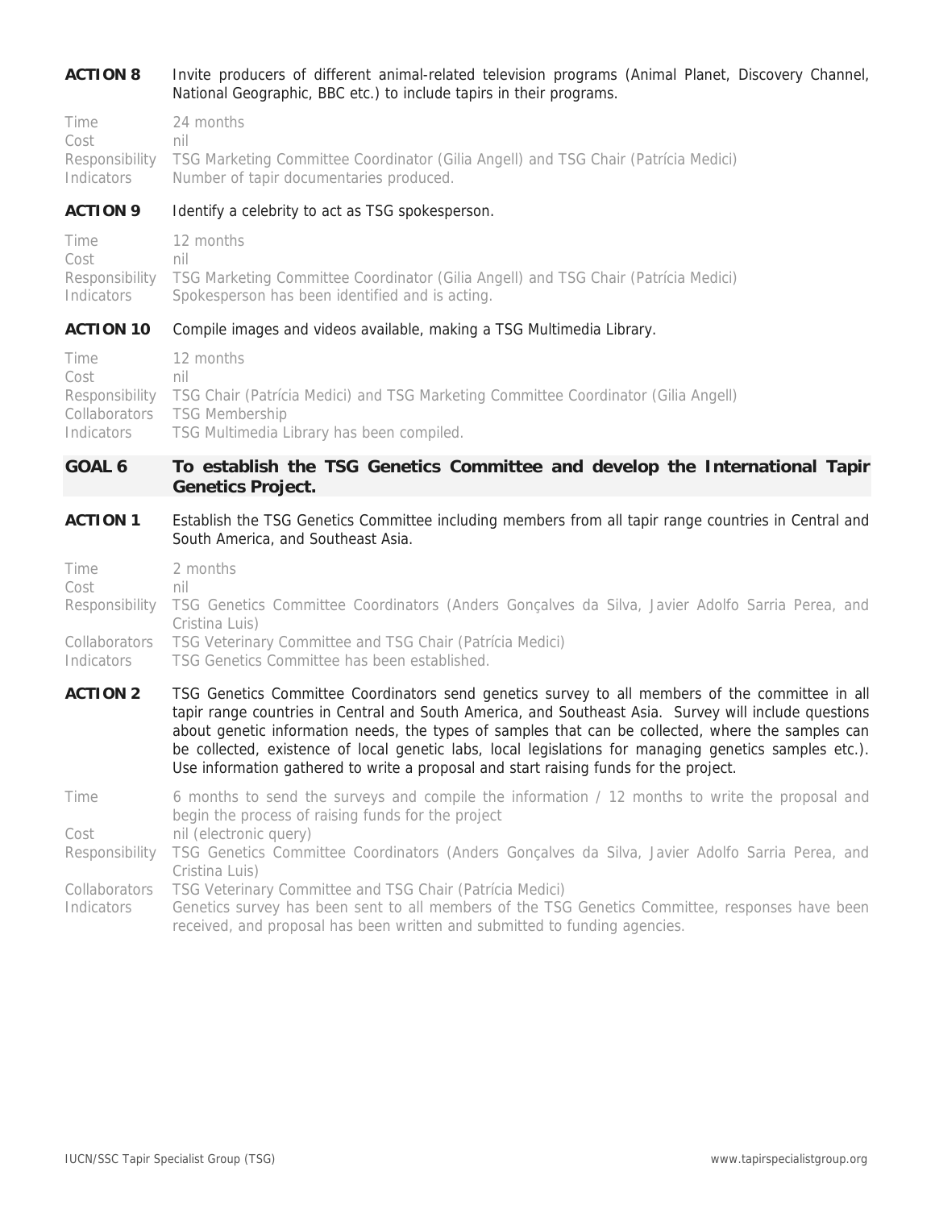**ACTION 8** Invite producers of different animal-related television programs (Animal Planet, Discovery Channel, National Geographic, BBC etc.) to include tapirs in their programs.

Time 24 months
Cost nil
Responsibility TSG Marketing Committee Coordinator (Gilia Angell) and TSG Chair (Patrícia Medici)
Indicators Number of tapir documentaries produced.

**ACTION 9** Identify a celebrity to act as TSG spokesperson.

Time 12 months
Cost nil
Responsibility TSG Marketing Committee Coordinator (Gilia Angell) and TSG Chair (Patrícia Medici)
Indicators Spokesperson has been identified and is acting.

**ACTION 10** Compile images and videos available, making a TSG Multimedia Library.

Time 12 months
Cost nil
Responsibility TSG Chair (Patrícia Medici) and TSG Marketing Committee Coordinator (Gilia Angell)
Collaborators TSG Membership
Indicators TSG Multimedia Library has been compiled.

## GOAL 6 To establish the TSG Genetics Committee and develop the International Tapir Genetics Project.

**ACTION 1** Establish the TSG Genetics Committee including members from all tapir range countries in Central and South America, and Southeast Asia.

Time 2 months
Cost nil
Responsibility TSG Genetics Committee Coordinators (Anders Gonçalves da Silva, Javier Adolfo Sarria Perea, and Cristina Luis)
Collaborators TSG Veterinary Committee and TSG Chair (Patrícia Medici)
Indicators TSG Genetics Committee has been established.

**ACTION 2** TSG Genetics Committee Coordinators send genetics survey to all members of the committee in all tapir range countries in Central and South America, and Southeast Asia. Survey will include questions about genetic information needs, the types of samples that can be collected, where the samples can be collected, existence of local genetic labs, local legislations for managing genetics samples etc.). Use information gathered to write a proposal and start raising funds for the project.

Time 6 months to send the surveys and compile the information / 12 months to write the proposal and begin the process of raising funds for the project
Cost nil (electronic query)
Responsibility TSG Genetics Committee Coordinators (Anders Gonçalves da Silva, Javier Adolfo Sarria Perea, and Cristina Luis)
Collaborators TSG Veterinary Committee and TSG Chair (Patrícia Medici)
Indicators Genetics survey has been sent to all members of the TSG Genetics Committee, responses have been received, and proposal has been written and submitted to funding agencies.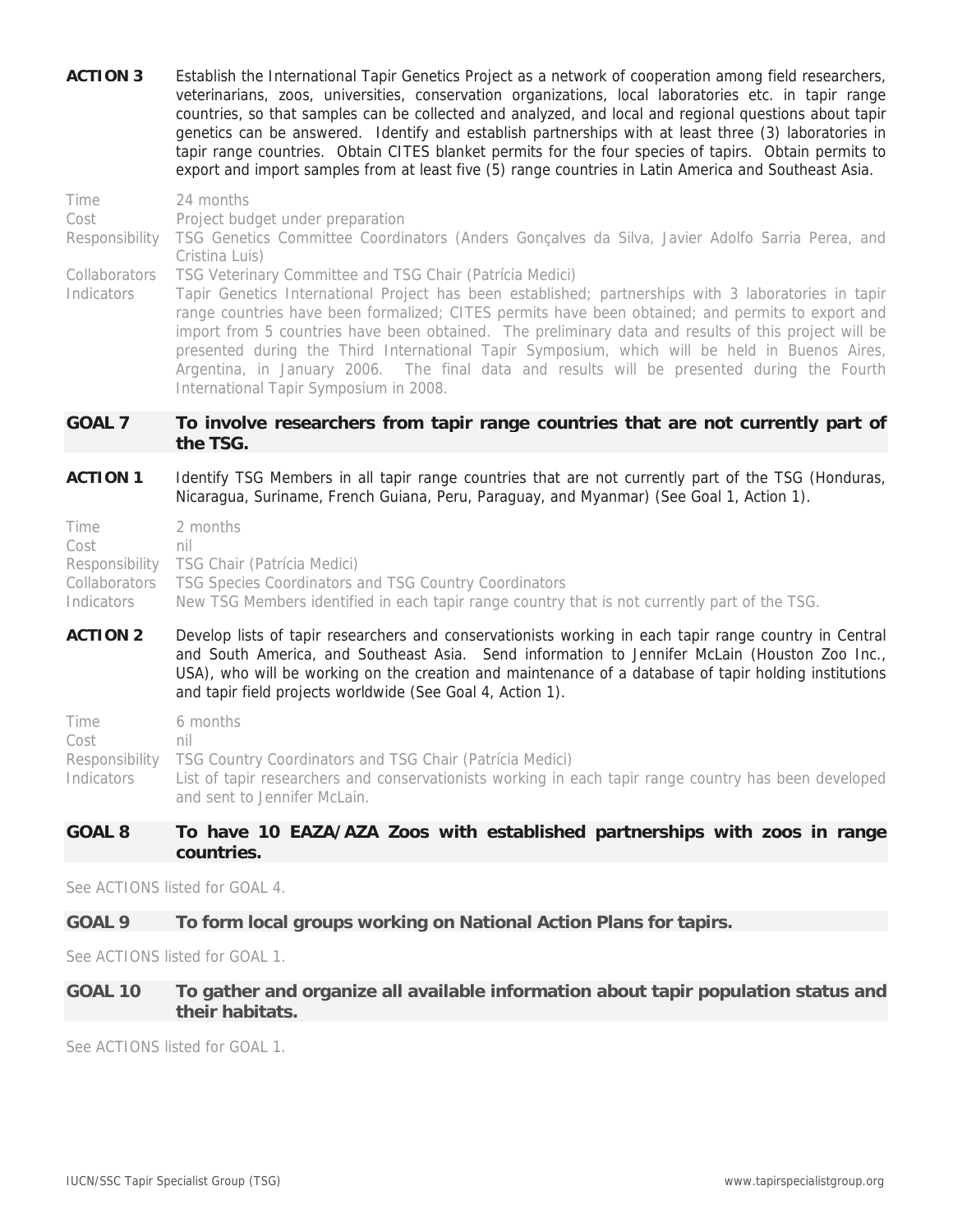**ACTION 3** Establish the International Tapir Genetics Project as a network of cooperation among field researchers, veterinarians, zoos, universities, conservation organizations, local laboratories etc. in tapir range countries, so that samples can be collected and analyzed, and local and regional questions about tapir genetics can be answered. Identify and establish partnerships with at least three (3) laboratories in tapir range countries. Obtain CITES blanket permits for the four species of tapirs. Obtain permits to export and import samples from at least five (5) range countries in Latin America and Southeast Asia.

Time: 24 months
Cost: Project budget under preparation
Responsibility: TSG Genetics Committee Coordinators (Anders Gonçalves da Silva, Javier Adolfo Sarria Perea, and Cristina Luis)
Collaborators: TSG Veterinary Committee and TSG Chair (Patrícia Medici)
Indicators: Tapir Genetics International Project has been established; partnerships with 3 laboratories in tapir range countries have been formalized; CITES permits have been obtained; and permits to export and import from 5 countries have been obtained. The preliminary data and results of this project will be presented during the Third International Tapir Symposium, which will be held in Buenos Aires, Argentina, in January 2006. The final data and results will be presented during the Fourth International Tapir Symposium in 2008.

## GOAL 7 To involve researchers from tapir range countries that are not currently part of the TSG.

**ACTION 1** Identify TSG Members in all tapir range countries that are not currently part of the TSG (Honduras, Nicaragua, Suriname, French Guiana, Peru, Paraguay, and Myanmar) (See Goal 1, Action 1).

Time: 2 months
Cost: nil
Responsibility: TSG Chair (Patrícia Medici)
Collaborators: TSG Species Coordinators and TSG Country Coordinators
Indicators: New TSG Members identified in each tapir range country that is not currently part of the TSG.

**ACTION 2** Develop lists of tapir researchers and conservationists working in each tapir range country in Central and South America, and Southeast Asia. Send information to Jennifer McLain (Houston Zoo Inc., USA), who will be working on the creation and maintenance of a database of tapir holding institutions and tapir field projects worldwide (See Goal 4, Action 1).

Time: 6 months
Cost: nil
Responsibility: TSG Country Coordinators and TSG Chair (Patrícia Medici)
Indicators: List of tapir researchers and conservationists working in each tapir range country has been developed and sent to Jennifer McLain.

## GOAL 8 To have 10 EAZA/AZA Zoos with established partnerships with zoos in range countries.

See ACTIONS listed for GOAL 4.

## GOAL 9 To form local groups working on National Action Plans for tapirs.

See ACTIONS listed for GOAL 1.

## GOAL 10 To gather and organize all available information about tapir population status and their habitats.

See ACTIONS listed for GOAL 1.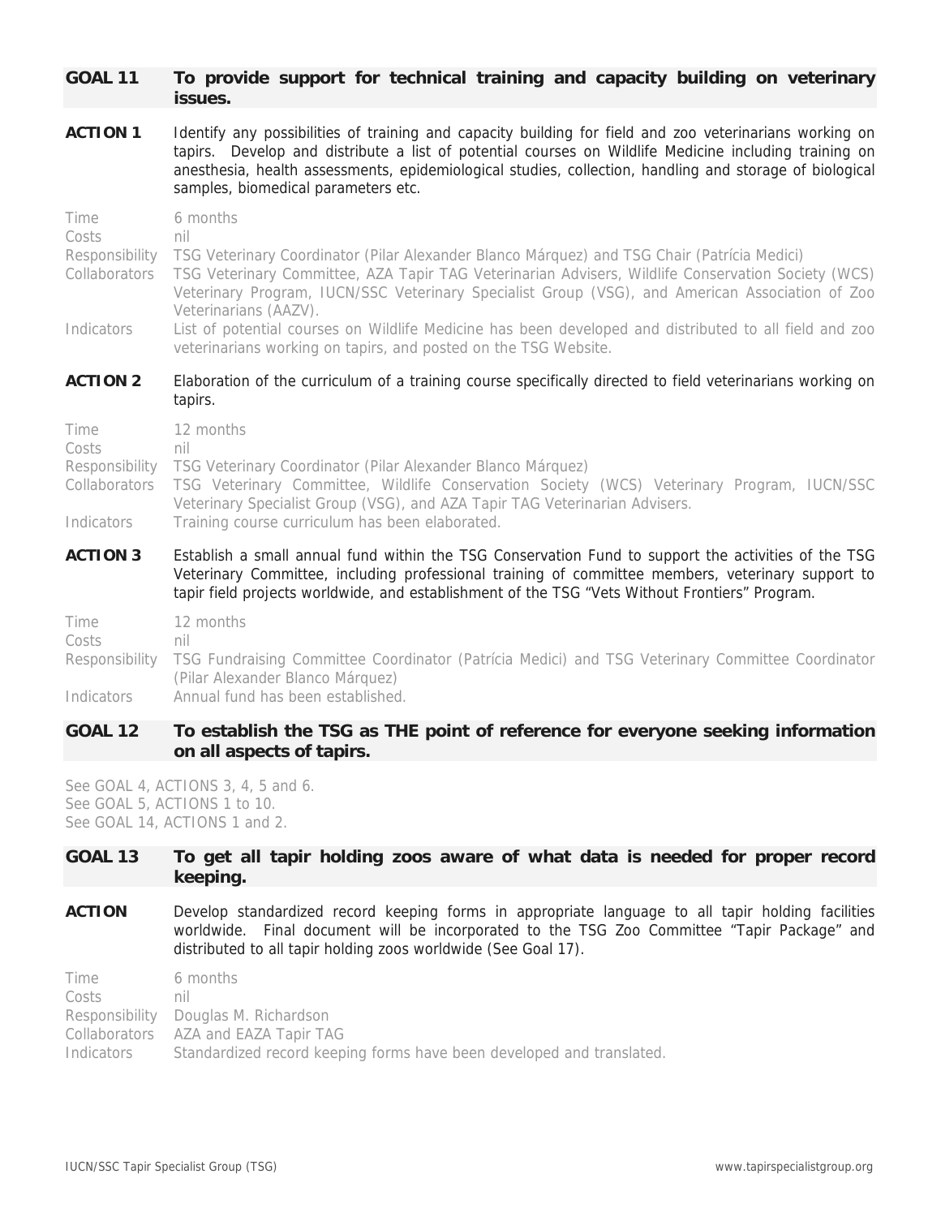## GOAL 11 To provide support for technical training and capacity building on veterinary issues.

**ACTION 1** Identify any possibilities of training and capacity building for field and zoo veterinarians working on tapirs. Develop and distribute a list of potential courses on Wildlife Medicine including training on anesthesia, health assessments, epidemiological studies, collection, handling and storage of biological samples, biomedical parameters etc.

Time: 6 months
Costs: nil
Responsibility: TSG Veterinary Coordinator (Pilar Alexander Blanco Márquez) and TSG Chair (Patrícia Medici)
Collaborators: TSG Veterinary Committee, AZA Tapir TAG Veterinarian Advisers, Wildlife Conservation Society (WCS) Veterinary Program, IUCN/SSC Veterinary Specialist Group (VSG), and American Association of Zoo Veterinarians (AAZV).
Indicators: List of potential courses on Wildlife Medicine has been developed and distributed to all field and zoo veterinarians working on tapirs, and posted on the TSG Website.

**ACTION 2** Elaboration of the curriculum of a training course specifically directed to field veterinarians working on tapirs.

Time: 12 months
Costs: nil
Responsibility: TSG Veterinary Coordinator (Pilar Alexander Blanco Márquez)
Collaborators: TSG Veterinary Committee, Wildlife Conservation Society (WCS) Veterinary Program, IUCN/SSC Veterinary Specialist Group (VSG), and AZA Tapir TAG Veterinarian Advisers.
Indicators: Training course curriculum has been elaborated.

**ACTION 3** Establish a small annual fund within the TSG Conservation Fund to support the activities of the TSG Veterinary Committee, including professional training of committee members, veterinary support to tapir field projects worldwide, and establishment of the TSG "Vets Without Frontiers" Program.

Time: 12 months
Costs: nil
Responsibility: TSG Fundraising Committee Coordinator (Patrícia Medici) and TSG Veterinary Committee Coordinator (Pilar Alexander Blanco Márquez)
Indicators: Annual fund has been established.

## GOAL 12 To establish the TSG as THE point of reference for everyone seeking information on all aspects of tapirs.

See GOAL 4, ACTIONS 3, 4, 5 and 6.
See GOAL 5, ACTIONS 1 to 10.
See GOAL 14, ACTIONS 1 and 2.

## GOAL 13 To get all tapir holding zoos aware of what data is needed for proper record keeping.

**ACTION** Develop standardized record keeping forms in appropriate language to all tapir holding facilities worldwide. Final document will be incorporated to the TSG Zoo Committee "Tapir Package" and distributed to all tapir holding zoos worldwide (See Goal 17).

Time: 6 months
Costs: nil
Responsibility: Douglas M. Richardson
Collaborators: AZA and EAZA Tapir TAG
Indicators: Standardized record keeping forms have been developed and translated.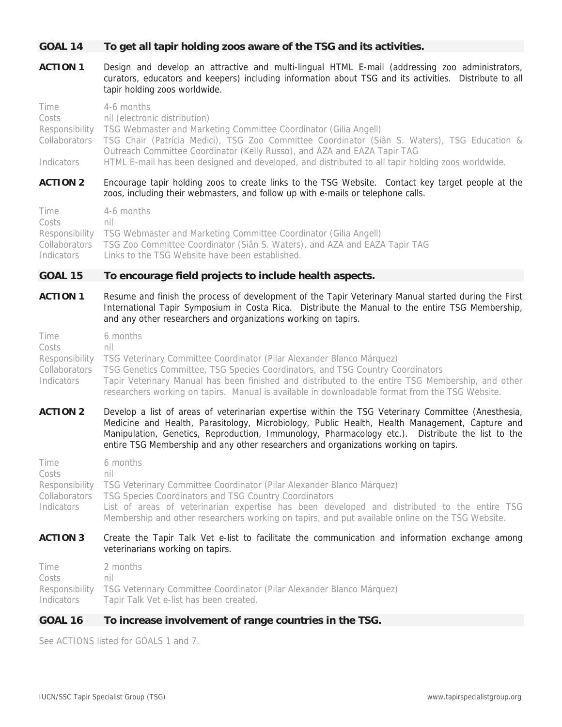## GOAL 14 To get all tapir holding zoos aware of the TSG and its activities.

**ACTION 1** Design and develop an attractive and multi-lingual HTML E-mail (addressing zoo administrators, curators, educators and keepers) including information about TSG and its activities. Distribute to all tapir holding zoos worldwide.

Time: 4-6 months
Costs: nil (electronic distribution)
Responsibility: TSG Webmaster and Marketing Committee Coordinator (Gilia Angell)
Collaborators: TSG Chair (Patrícia Medici), TSG Zoo Committee Coordinator (Siân S. Waters), TSG Education & Outreach Committee Coordinator (Kelly Russo), and AZA and EAZA Tapir TAG
Indicators: HTML E-mail has been designed and developed, and distributed to all tapir holding zoos worldwide.

**ACTION 2** Encourage tapir holding zoos to create links to the TSG Website. Contact key target people at the zoos, including their webmasters, and follow up with e-mails or telephone calls.

Time: 4-6 months
Costs: nil
Responsibility: TSG Webmaster and Marketing Committee Coordinator (Gilia Angell)
Collaborators: TSG Zoo Committee Coordinator (Siân S. Waters), and AZA and EAZA Tapir TAG
Indicators: Links to the TSG Website have been established.

## GOAL 15 To encourage field projects to include health aspects.

**ACTION 1** Resume and finish the process of development of the Tapir Veterinary Manual started during the First International Tapir Symposium in Costa Rica. Distribute the Manual to the entire TSG Membership, and any other researchers and organizations working on tapirs.

Time: 6 months
Costs: nil
Responsibility: TSG Veterinary Committee Coordinator (Pilar Alexander Blanco Márquez)
Collaborators: TSG Genetics Committee, TSG Species Coordinators, and TSG Country Coordinators
Indicators: Tapir Veterinary Manual has been finished and distributed to the entire TSG Membership, and other researchers working on tapirs. Manual is available in downloadable format from the TSG Website.

**ACTION 2** Develop a list of areas of veterinarian expertise within the TSG Veterinary Committee (Anesthesia, Medicine and Health, Parasitology, Microbiology, Public Health, Health Management, Capture and Manipulation, Genetics, Reproduction, Immunology, Pharmacology etc.). Distribute the list to the entire TSG Membership and any other researchers and organizations working on tapirs.

Time: 6 months
Costs: nil
Responsibility: TSG Veterinary Committee Coordinator (Pilar Alexander Blanco Márquez)
Collaborators: TSG Species Coordinators and TSG Country Coordinators
Indicators: List of areas of veterinarian expertise has been developed and distributed to the entire TSG Membership and other researchers working on tapirs, and put available online on the TSG Website.

**ACTION 3** Create the Tapir Talk Vet e-list to facilitate the communication and information exchange among veterinarians working on tapirs.

Time: 2 months
Costs: nil
Responsibility: TSG Veterinary Committee Coordinator (Pilar Alexander Blanco Márquez)
Indicators: Tapir Talk Vet e-list has been created.

## GOAL 16 To increase involvement of range countries in the TSG.

See ACTIONS listed for GOALS 1 and 7.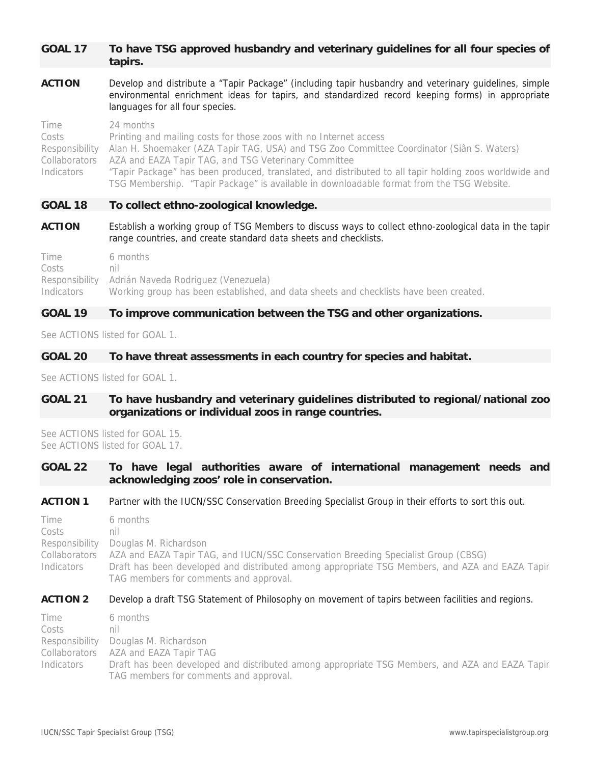## GOAL 17 To have TSG approved husbandry and veterinary guidelines for all four species of tapirs.

**ACTION** Develop and distribute a "Tapir Package" (including tapir husbandry and veterinary guidelines, simple environmental enrichment ideas for tapirs, and standardized record keeping forms) in appropriate languages for all four species.

Time: 24 months
Costs: Printing and mailing costs for those zoos with no Internet access
Responsibility: Alan H. Shoemaker (AZA Tapir TAG, USA) and TSG Zoo Committee Coordinator (Siân S. Waters)
Collaborators: AZA and EAZA Tapir TAG, and TSG Veterinary Committee
Indicators: "Tapir Package" has been produced, translated, and distributed to all tapir holding zoos worldwide and TSG Membership. "Tapir Package" is available in downloadable format from the TSG Website.

## GOAL 18 To collect ethno-zoological knowledge.

**ACTION** Establish a working group of TSG Members to discuss ways to collect ethno-zoological data in the tapir range countries, and create standard data sheets and checklists.

Time: 6 months
Costs: nil
Responsibility: Adrián Naveda Rodriguez (Venezuela)
Indicators: Working group has been established, and data sheets and checklists have been created.

## GOAL 19 To improve communication between the TSG and other organizations.

See ACTIONS listed for GOAL 1.

## GOAL 20 To have threat assessments in each country for species and habitat.

See ACTIONS listed for GOAL 1.

## GOAL 21 To have husbandry and veterinary guidelines distributed to regional/national zoo organizations or individual zoos in range countries.

See ACTIONS listed for GOAL 15.
See ACTIONS listed for GOAL 17.

## GOAL 22 To have legal authorities aware of international management needs and acknowledging zoos' role in conservation.

**ACTION 1** Partner with the IUCN/SSC Conservation Breeding Specialist Group in their efforts to sort this out.

Time: 6 months
Costs: nil
Responsibility: Douglas M. Richardson
Collaborators: AZA and EAZA Tapir TAG, and IUCN/SSC Conservation Breeding Specialist Group (CBSG)
Indicators: Draft has been developed and distributed among appropriate TSG Members, and AZA and EAZA Tapir TAG members for comments and approval.

**ACTION 2** Develop a draft TSG Statement of Philosophy on movement of tapirs between facilities and regions.

Time: 6 months
Costs: nil
Responsibility: Douglas M. Richardson
Collaborators: AZA and EAZA Tapir TAG
Indicators: Draft has been developed and distributed among appropriate TSG Members, and AZA and EAZA Tapir TAG members for comments and approval.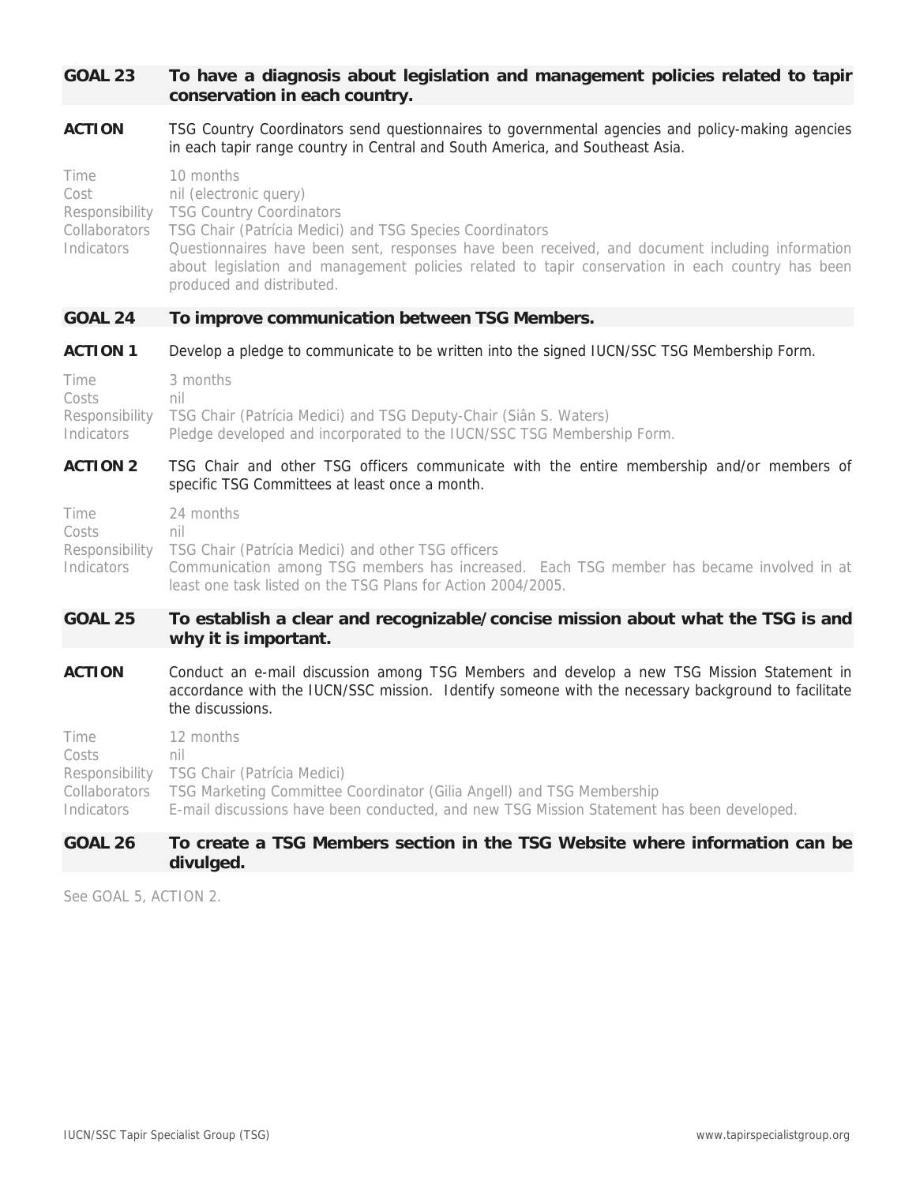## GOAL 23 To have a diagnosis about legislation and management policies related to tapir conservation in each country.

**ACTION** TSG Country Coordinators send questionnaires to governmental agencies and policy-making agencies in each tapir range country in Central and South America, and Southeast Asia.

Time 10 months
Cost nil (electronic query)
Responsibility TSG Country Coordinators
Collaborators TSG Chair (Patrícia Medici) and TSG Species Coordinators
Indicators Questionnaires have been sent, responses have been received, and document including information about legislation and management policies related to tapir conservation in each country has been produced and distributed.

## GOAL 24 To improve communication between TSG Members.

**ACTION 1** Develop a pledge to communicate to be written into the signed IUCN/SSC TSG Membership Form.

Time 3 months
Costs nil
Responsibility TSG Chair (Patrícia Medici) and TSG Deputy-Chair (Siân S. Waters)
Indicators Pledge developed and incorporated to the IUCN/SSC TSG Membership Form.

**ACTION 2** TSG Chair and other TSG officers communicate with the entire membership and/or members of specific TSG Committees at least once a month.

Time 24 months
Costs nil
Responsibility TSG Chair (Patrícia Medici) and other TSG officers
Indicators Communication among TSG members has increased. Each TSG member has became involved in at least one task listed on the TSG Plans for Action 2004/2005.

## GOAL 25 To establish a clear and recognizable/concise mission about what the TSG is and why it is important.

**ACTION** Conduct an e-mail discussion among TSG Members and develop a new TSG Mission Statement in accordance with the IUCN/SSC mission. Identify someone with the necessary background to facilitate the discussions.

Time 12 months
Costs nil
Responsibility TSG Chair (Patrícia Medici)
Collaborators TSG Marketing Committee Coordinator (Gilia Angell) and TSG Membership
Indicators E-mail discussions have been conducted, and new TSG Mission Statement has been developed.

## GOAL 26 To create a TSG Members section in the TSG Website where information can be divulged.

See GOAL 5, ACTION 2.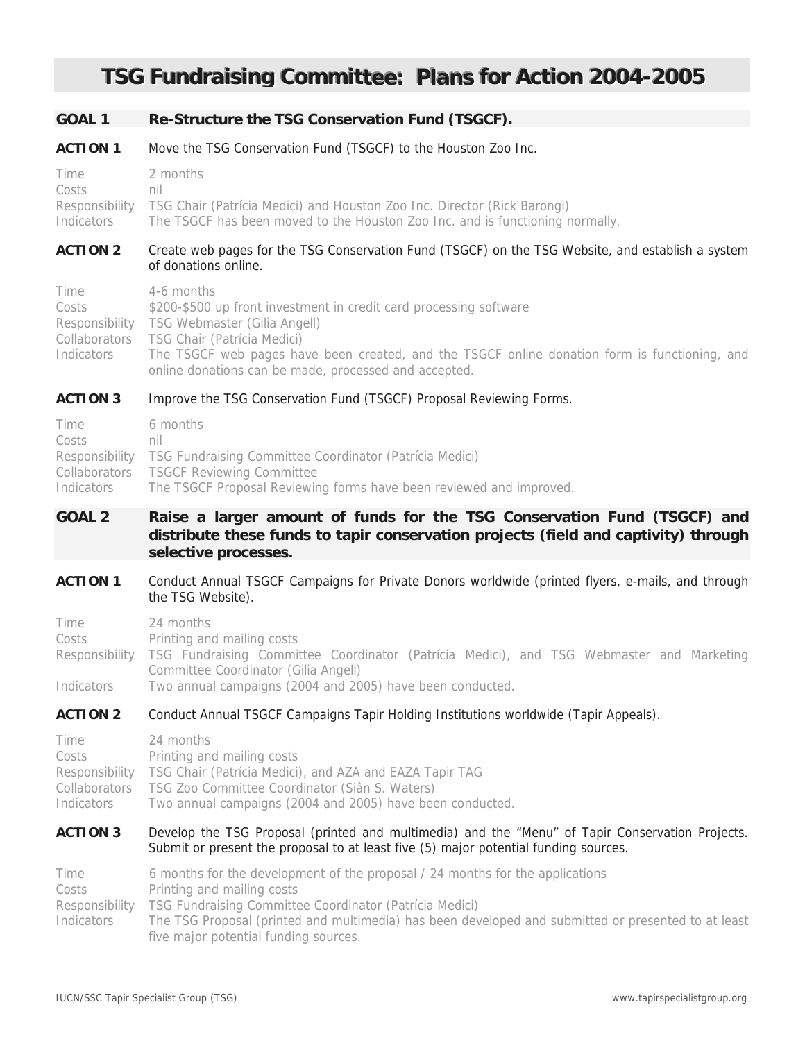# TSG Fundraising Committee: Plans for Action 2004-2005

## GOAL 1 Re-Structure the TSG Conservation Fund (TSGCF).

**ACTION 1** Move the TSG Conservation Fund (TSGCF) to the Houston Zoo Inc.

Time: 2 months
Costs: nil
Responsibility: TSG Chair (Patrícia Medici) and Houston Zoo Inc. Director (Rick Barongi)
Indicators: The TSGCF has been moved to the Houston Zoo Inc. and is functioning normally.

**ACTION 2** Create web pages for the TSG Conservation Fund (TSGCF) on the TSG Website, and establish a system of donations online.

Time: 4-6 months
Costs: $200-$500 up front investment in credit card processing software
Responsibility: TSG Webmaster (Gilia Angell)
Collaborators: TSG Chair (Patrícia Medici)
Indicators: The TSGCF web pages have been created, and the TSGCF online donation form is functioning, and online donations can be made, processed and accepted.

**ACTION 3** Improve the TSG Conservation Fund (TSGCF) Proposal Reviewing Forms.

Time: 6 months
Costs: nil
Responsibility: TSG Fundraising Committee Coordinator (Patrícia Medici)
Collaborators: TSGCF Reviewing Committee
Indicators: The TSGCF Proposal Reviewing forms have been reviewed and improved.

## GOAL 2 Raise a larger amount of funds for the TSG Conservation Fund (TSGCF) and distribute these funds to tapir conservation projects (field and captivity) through selective processes.

**ACTION 1** Conduct Annual TSGCF Campaigns for Private Donors worldwide (printed flyers, e-mails, and through the TSG Website).

Time: 24 months
Costs: Printing and mailing costs
Responsibility: TSG Fundraising Committee Coordinator (Patrícia Medici), and TSG Webmaster and Marketing Committee Coordinator (Gilia Angell)
Indicators: Two annual campaigns (2004 and 2005) have been conducted.

**ACTION 2** Conduct Annual TSGCF Campaigns Tapir Holding Institutions worldwide (Tapir Appeals).

Time: 24 months
Costs: Printing and mailing costs
Responsibility: TSG Chair (Patrícia Medici), and AZA and EAZA Tapir TAG
Collaborators: TSG Zoo Committee Coordinator (Siân S. Waters)
Indicators: Two annual campaigns (2004 and 2005) have been conducted.

**ACTION 3** Develop the TSG Proposal (printed and multimedia) and the "Menu" of Tapir Conservation Projects. Submit or present the proposal to at least five (5) major potential funding sources.

Time: 6 months for the development of the proposal / 24 months for the applications
Costs: Printing and mailing costs
Responsibility: TSG Fundraising Committee Coordinator (Patrícia Medici)
Indicators: The TSG Proposal (printed and multimedia) has been developed and submitted or presented to at least five major potential funding sources.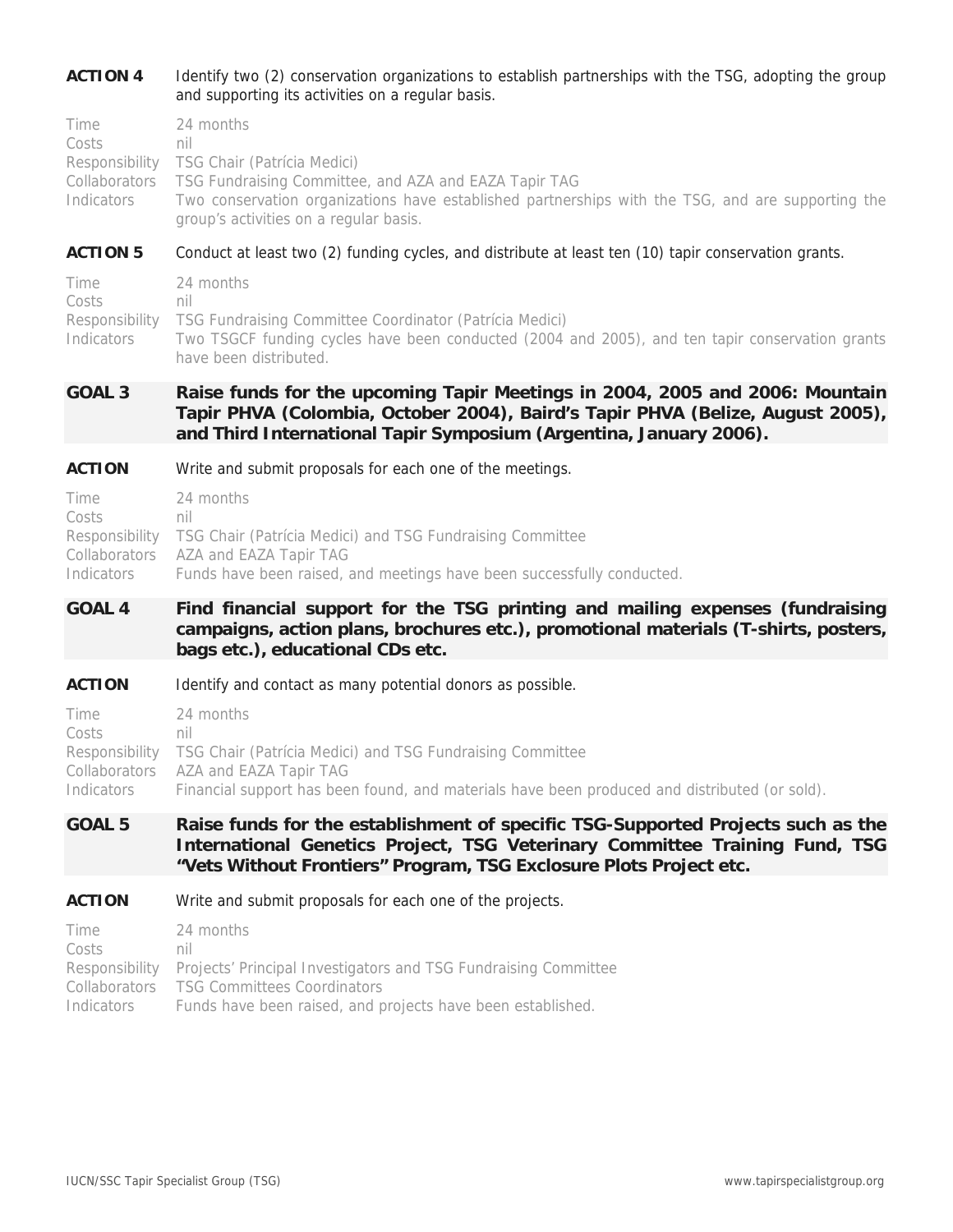**ACTION 4** Identify two (2) conservation organizations to establish partnerships with the TSG, adopting the group and supporting its activities on a regular basis.

Time 24 months
Costs nil
Responsibility TSG Chair (Patrícia Medici)
Collaborators TSG Fundraising Committee, and AZA and EAZA Tapir TAG
Indicators Two conservation organizations have established partnerships with the TSG, and are supporting the group's activities on a regular basis.

**ACTION 5** Conduct at least two (2) funding cycles, and distribute at least ten (10) tapir conservation grants.

Time 24 months
Costs nil
Responsibility TSG Fundraising Committee Coordinator (Patrícia Medici)
Indicators Two TSGCF funding cycles have been conducted (2004 and 2005), and ten tapir conservation grants have been distributed.

**GOAL 3** **Raise funds for the upcoming Tapir Meetings in 2004, 2005 and 2006: Mountain Tapir PHVA (Colombia, October 2004), Baird's Tapir PHVA (Belize, August 2005), and Third International Tapir Symposium (Argentina, January 2006).**

**ACTION** Write and submit proposals for each one of the meetings.

Time 24 months
Costs nil
Responsibility TSG Chair (Patrícia Medici) and TSG Fundraising Committee
Collaborators AZA and EAZA Tapir TAG
Indicators Funds have been raised, and meetings have been successfully conducted.

**GOAL 4** **Find financial support for the TSG printing and mailing expenses (fundraising campaigns, action plans, brochures etc.), promotional materials (T-shirts, posters, bags etc.), educational CDs etc.**

**ACTION** Identify and contact as many potential donors as possible.

Time 24 months
Costs nil
Responsibility TSG Chair (Patrícia Medici) and TSG Fundraising Committee
Collaborators AZA and EAZA Tapir TAG
Indicators Financial support has been found, and materials have been produced and distributed (or sold).

**GOAL 5** **Raise funds for the establishment of specific TSG-Supported Projects such as the International Genetics Project, TSG Veterinary Committee Training Fund, TSG "Vets Without Frontiers" Program, TSG Exclosure Plots Project etc.**

**ACTION** Write and submit proposals for each one of the projects.

Time 24 months
Costs nil
Responsibility Projects' Principal Investigators and TSG Fundraising Committee
Collaborators TSG Committees Coordinators
Indicators Funds have been raised, and projects have been established.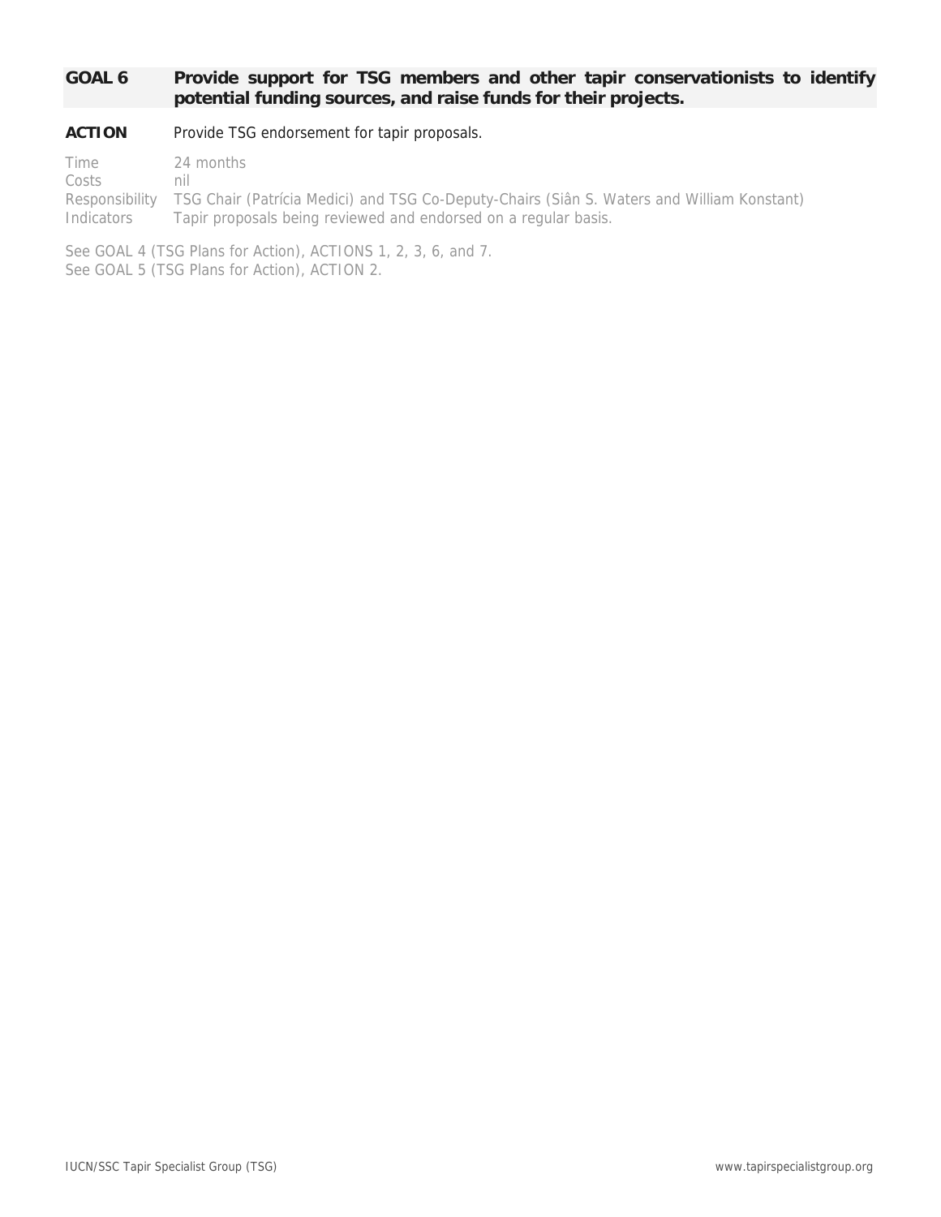## GOAL 6 Provide support for TSG members and other tapir conservationists to identify potential funding sources, and raise funds for their projects.

**ACTION** Provide TSG endorsement for tapir proposals.

Time 24 months
Costs nil
Responsibility TSG Chair (Patrícia Medici) and TSG Co-Deputy-Chairs (Siân S. Waters and William Konstant)
Indicators Tapir proposals being reviewed and endorsed on a regular basis.

See GOAL 4 (TSG Plans for Action), ACTIONS 1, 2, 3, 6, and 7.
See GOAL 5 (TSG Plans for Action), ACTION 2.